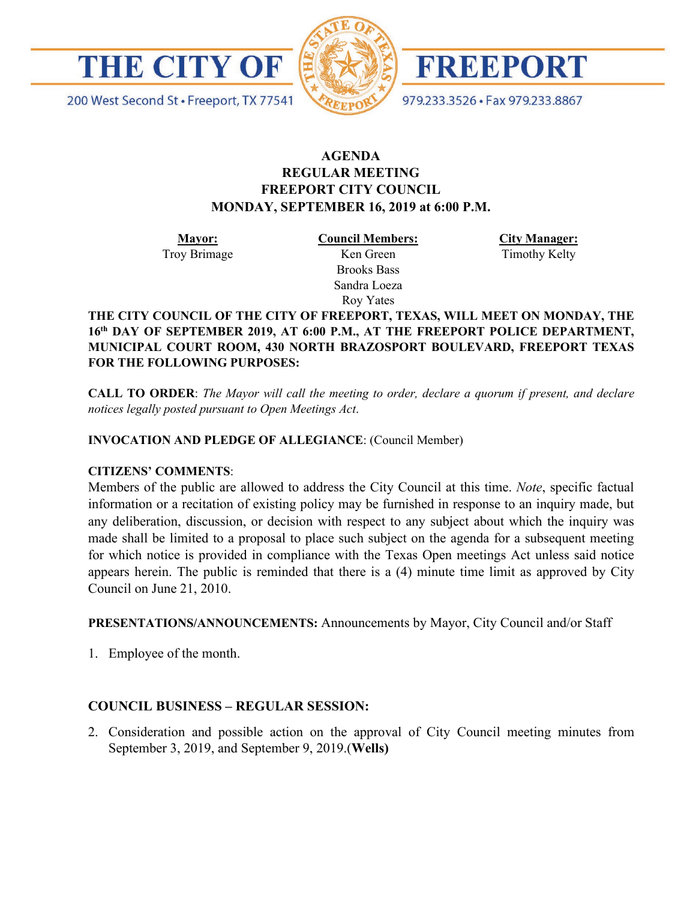# THE CITY OF FREEPORT

200 West Second St • Freeport, TX 77541

979.233.3526 • Fax 979.233.8867

**AGENDA**
**REGULAR MEETING**
**FREEPORT CITY COUNCIL**
**MONDAY, SEPTEMBER 16, 2019 at 6:00 P.M.**

| **Mayor:** | **Council Members:** | **City Manager:** |
|---|---|---|
| Troy Brimage | Ken Green | Timothy Kelty |
| | Brooks Bass | |
| | Sandra Loeza | |
| | Roy Yates | |

**THE CITY COUNCIL OF THE CITY OF FREEPORT, TEXAS, WILL MEET ON MONDAY, THE 16th DAY OF SEPTEMBER 2019, AT 6:00 P.M., AT THE FREEPORT POLICE DEPARTMENT, MUNICIPAL COURT ROOM, 430 NORTH BRAZOSPORT BOULEVARD, FREEPORT TEXAS FOR THE FOLLOWING PURPOSES:**

**CALL TO ORDER**: *The Mayor will call the meeting to order, declare a quorum if present, and declare notices legally posted pursuant to Open Meetings Act*.

**INVOCATION AND PLEDGE OF ALLEGIANCE**: (Council Member)

**CITIZENS' COMMENTS**:
Members of the public are allowed to address the City Council at this time. *Note*, specific factual information or a recitation of existing policy may be furnished in response to an inquiry made, but any deliberation, discussion, or decision with respect to any subject about which the inquiry was made shall be limited to a proposal to place such subject on the agenda for a subsequent meeting for which notice is provided in compliance with the Texas Open meetings Act unless said notice appears herein. The public is reminded that there is a (4) minute time limit as approved by City Council on June 21, 2010.

**PRESENTATIONS/ANNOUNCEMENTS:** Announcements by Mayor, City Council and/or Staff

1. Employee of the month.

**COUNCIL BUSINESS – REGULAR SESSION:**

2. Consideration and possible action on the approval of City Council meeting minutes from September 3, 2019, and September 9, 2019.(**Wells)**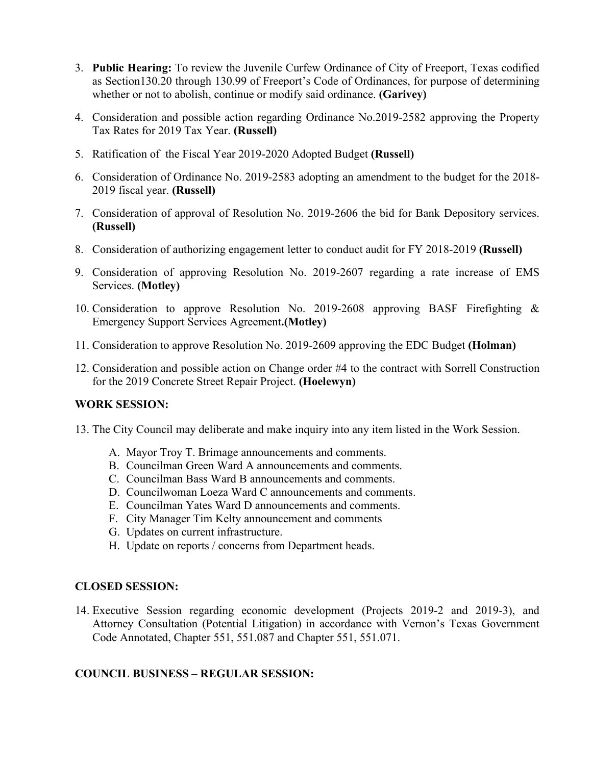3. **Public Hearing:** To review the Juvenile Curfew Ordinance of City of Freeport, Texas codified as Section130.20 through 130.99 of Freeport's Code of Ordinances, for purpose of determining whether or not to abolish, continue or modify said ordinance. **(Garivey)**

4. Consideration and possible action regarding Ordinance No.2019-2582 approving the Property Tax Rates for 2019 Tax Year. **(Russell)**

5. Ratification of the Fiscal Year 2019-2020 Adopted Budget **(Russell)**

6. Consideration of Ordinance No. 2019-2583 adopting an amendment to the budget for the 2018-2019 fiscal year. **(Russell)**

7. Consideration of approval of Resolution No. 2019-2606 the bid for Bank Depository services. **(Russell)**

8. Consideration of authorizing engagement letter to conduct audit for FY 2018-2019 **(Russell)**

9. Consideration of approving Resolution No. 2019-2607 regarding a rate increase of EMS Services. **(Motley)**

10. Consideration to approve Resolution No. 2019-2608 approving BASF Firefighting & Emergency Support Services Agreement**.(Motley)**

11. Consideration to approve Resolution No. 2019-2609 approving the EDC Budget **(Holman)**

12. Consideration and possible action on Change order #4 to the contract with Sorrell Construction for the 2019 Concrete Street Repair Project. **(Hoelewyn)**

## WORK SESSION:

13. The City Council may deliberate and make inquiry into any item listed in the Work Session.

    A. Mayor Troy T. Brimage announcements and comments.
    B. Councilman Green Ward A announcements and comments.
    C. Councilman Bass Ward B announcements and comments.
    D. Councilwoman Loeza Ward C announcements and comments.
    E. Councilman Yates Ward D announcements and comments.
    F. City Manager Tim Kelty announcement and comments
    G. Updates on current infrastructure.
    H. Update on reports / concerns from Department heads.

## CLOSED SESSION:

14. Executive Session regarding economic development (Projects 2019-2 and 2019-3), and Attorney Consultation (Potential Litigation) in accordance with Vernon's Texas Government Code Annotated, Chapter 551, 551.087 and Chapter 551, 551.071.

## COUNCIL BUSINESS – REGULAR SESSION: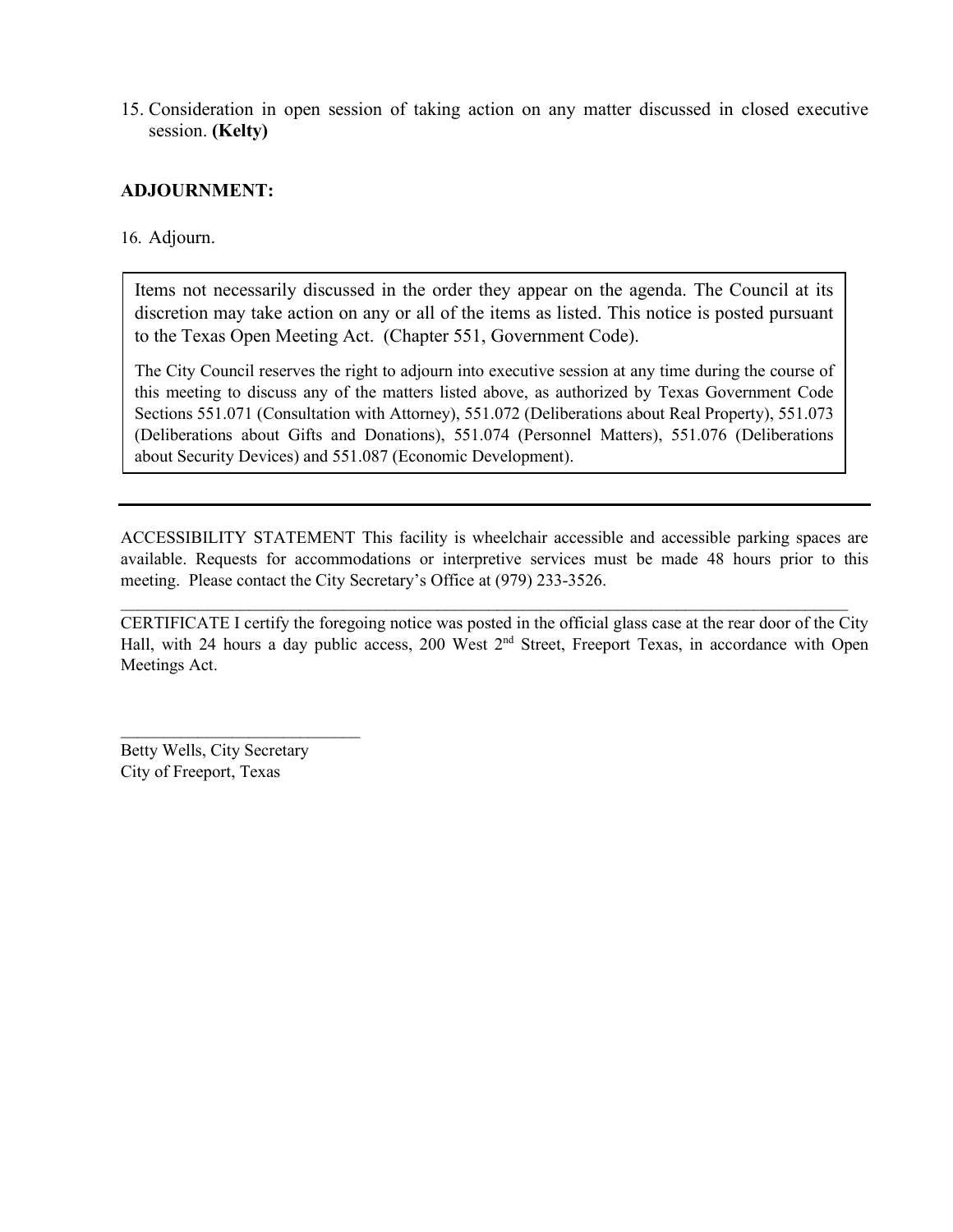15. Consideration in open session of taking action on any matter discussed in closed executive session. **(Kelty)**

**ADJOURNMENT:**

16. Adjourn.

> Items not necessarily discussed in the order they appear on the agenda. The Council at its discretion may take action on any or all of the items as listed. This notice is posted pursuant to the Texas Open Meeting Act. (Chapter 551, Government Code).
>
> The City Council reserves the right to adjourn into executive session at any time during the course of this meeting to discuss any of the matters listed above, as authorized by Texas Government Code Sections 551.071 (Consultation with Attorney), 551.072 (Deliberations about Real Property), 551.073 (Deliberations about Gifts and Donations), 551.074 (Personnel Matters), 551.076 (Deliberations about Security Devices) and 551.087 (Economic Development).

---

ACCESSIBILITY STATEMENT This facility is wheelchair accessible and accessible parking spaces are available. Requests for accommodations or interpretive services must be made 48 hours prior to this meeting. Please contact the City Secretary's Office at (979) 233-3526.

---

CERTIFICATE I certify the foregoing notice was posted in the official glass case at the rear door of the City Hall, with 24 hours a day public access, 200 West 2nd Street, Freeport Texas, in accordance with Open Meetings Act.

\_\_\_\_\_\_\_\_\_\_\_\_\_\_\_\_\_\_\_\_\_\_\_\_\_\_\_\_

Betty Wells, City Secretary
City of Freeport, Texas